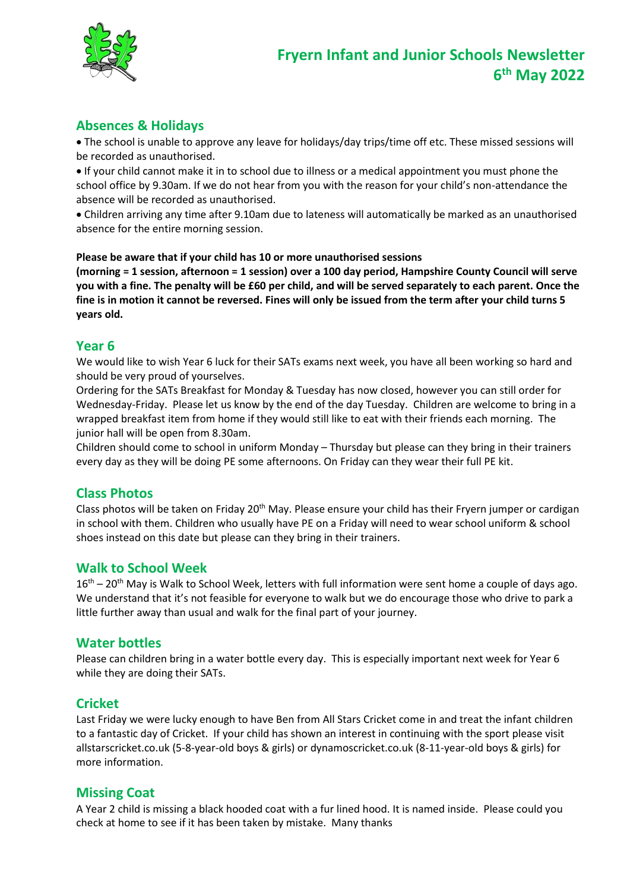# Fryern Infant and Junior Schools Newsletter
# 6th May 2022

## Absences & Holidays

- The school is unable to approve any leave for holidays/day trips/time off etc. These missed sessions will be recorded as unauthorised.
- If your child cannot make it in to school due to illness or a medical appointment you must phone the school office by 9.30am. If we do not hear from you with the reason for your child's non-attendance the absence will be recorded as unauthorised.
- Children arriving any time after 9.10am due to lateness will automatically be marked as an unauthorised absence for the entire morning session.

**Please be aware that if your child has 10 or more unauthorised sessions (morning = 1 session, afternoon = 1 session) over a 100 day period, Hampshire County Council will serve you with a fine. The penalty will be £60 per child, and will be served separately to each parent. Once the fine is in motion it cannot be reversed. Fines will only be issued from the term after your child turns 5 years old.**

## Year 6

We would like to wish Year 6 luck for their SATs exams next week, you have all been working so hard and should be very proud of yourselves.

Ordering for the SATs Breakfast for Monday & Tuesday has now closed, however you can still order for Wednesday-Friday. Please let us know by the end of the day Tuesday. Children are welcome to bring in a wrapped breakfast item from home if they would still like to eat with their friends each morning. The junior hall will be open from 8.30am.

Children should come to school in uniform Monday – Thursday but please can they bring in their trainers every day as they will be doing PE some afternoons. On Friday can they wear their full PE kit.

## Class Photos

Class photos will be taken on Friday 20th May. Please ensure your child has their Fryern jumper or cardigan in school with them. Children who usually have PE on a Friday will need to wear school uniform & school shoes instead on this date but please can they bring in their trainers.

## Walk to School Week

16th – 20th May is Walk to School Week, letters with full information were sent home a couple of days ago. We understand that it's not feasible for everyone to walk but we do encourage those who drive to park a little further away than usual and walk for the final part of your journey.

## Water bottles

Please can children bring in a water bottle every day. This is especially important next week for Year 6 while they are doing their SATs.

## Cricket

Last Friday we were lucky enough to have Ben from All Stars Cricket come in and treat the infant children to a fantastic day of Cricket. If your child has shown an interest in continuing with the sport please visit allstarscricket.co.uk (5-8-year-old boys & girls) or dynamoscricket.co.uk (8-11-year-old boys & girls) for more information.

## Missing Coat

A Year 2 child is missing a black hooded coat with a fur lined hood. It is named inside. Please could you check at home to see if it has been taken by mistake. Many thanks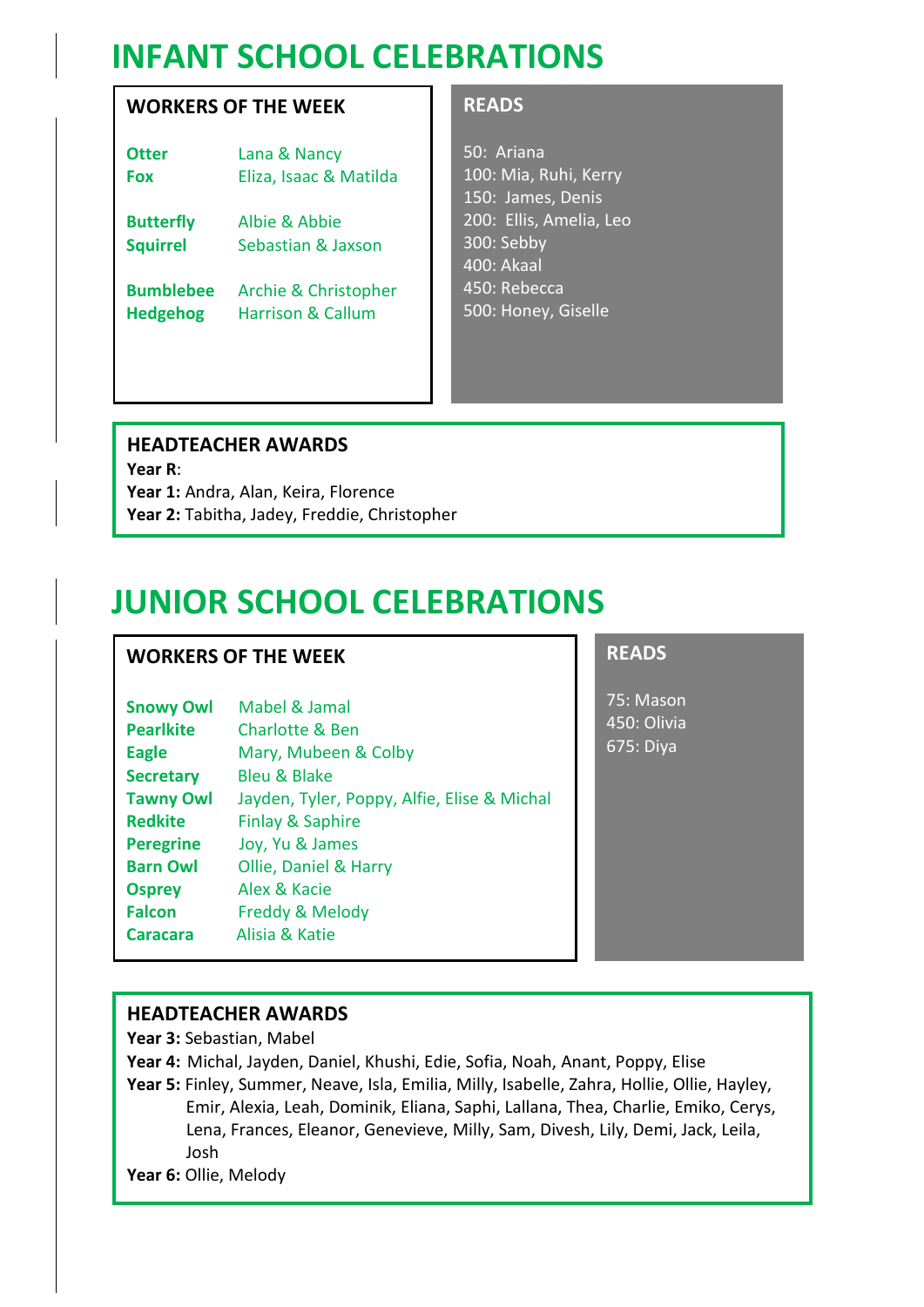# INFANT SCHOOL CELEBRATIONS

## WORKERS OF THE WEEK

| Class | Names |
|---|---|
| **Otter** | Lana & Nancy |
| **Fox** | Eliza, Isaac & Matilda |
| **Butterfly** | Albie & Abbie |
| **Squirrel** | Sebastian & Jaxson |
| **Bumblebee** | Archie & Christopher |
| **Hedgehog** | Harrison & Callum |

## READS

50: Ariana
100: Mia, Ruhi, Kerry
150: James, Denis
200: Ellis, Amelia, Leo
300: Sebby
400: Akaal
450: Rebecca
500: Honey, Giselle

## HEADTEACHER AWARDS

**Year R**:
**Year 1:** Andra, Alan, Keira, Florence
**Year 2:** Tabitha, Jadey, Freddie, Christopher

# JUNIOR SCHOOL CELEBRATIONS

## WORKERS OF THE WEEK

| Class | Names |
|---|---|
| **Snowy Owl** | Mabel & Jamal |
| **Pearlkite** | Charlotte & Ben |
| **Eagle** | Mary, Mubeen & Colby |
| **Secretary** | Bleu & Blake |
| **Tawny Owl** | Jayden, Tyler, Poppy, Alfie, Elise & Michal |
| **Redkite** | Finlay & Saphire |
| **Peregrine** | Joy, Yu & James |
| **Barn Owl** | Ollie, Daniel & Harry |
| **Osprey** | Alex & Kacie |
| **Falcon** | Freddy & Melody |
| **Caracara** | Alisia & Katie |

## READS

75: Mason
450: Olivia
675: Diya

## HEADTEACHER AWARDS

**Year 3:** Sebastian, Mabel
**Year 4:** Michal, Jayden, Daniel, Khushi, Edie, Sofia, Noah, Anant, Poppy, Elise
**Year 5:** Finley, Summer, Neave, Isla, Emilia, Milly, Isabelle, Zahra, Hollie, Ollie, Hayley, Emir, Alexia, Leah, Dominik, Eliana, Saphi, Lallana, Thea, Charlie, Emiko, Cerys, Lena, Frances, Eleanor, Genevieve, Milly, Sam, Divesh, Lily, Demi, Jack, Leila, Josh
**Year 6:** Ollie, Melody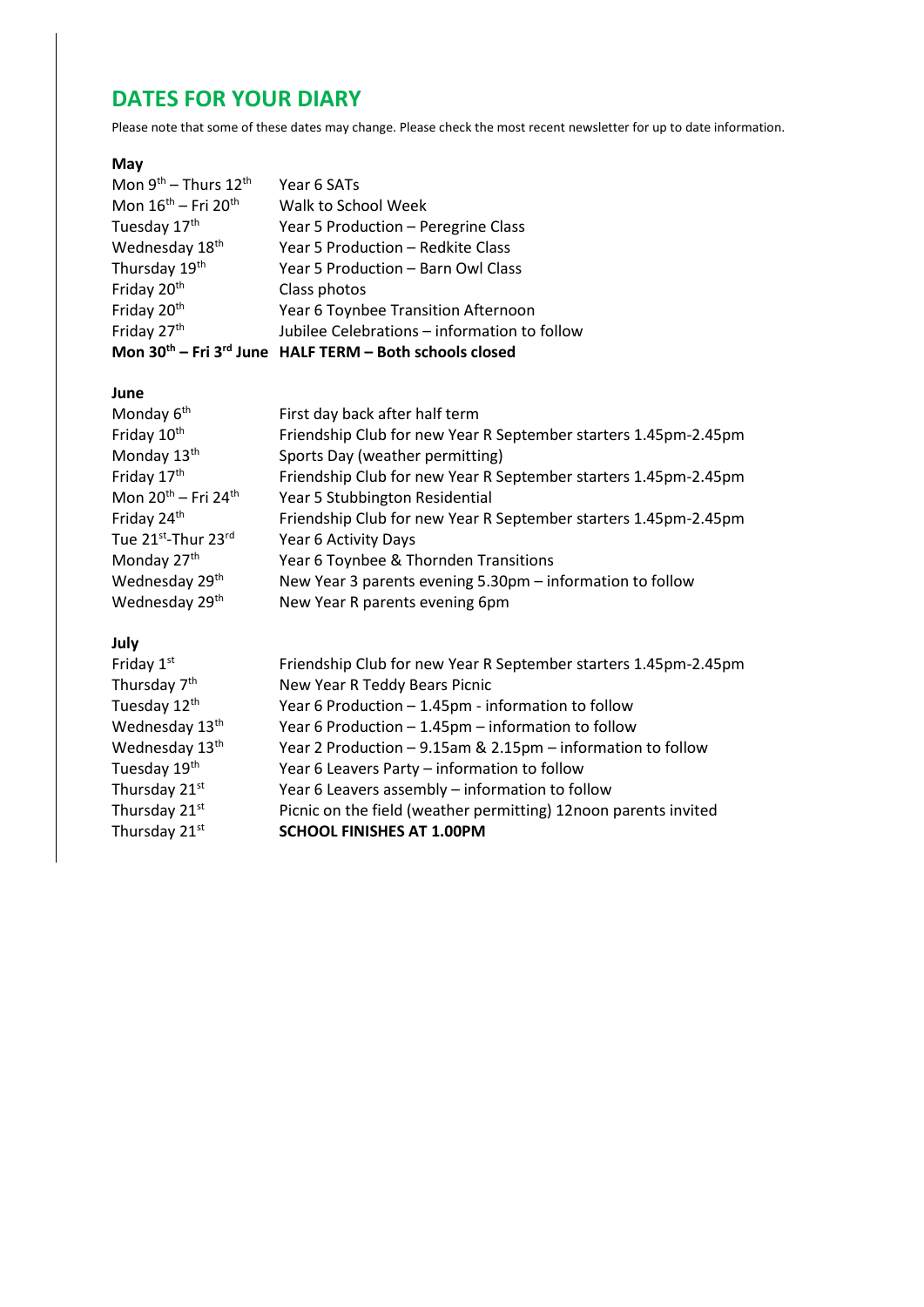## DATES FOR YOUR DIARY

Please note that some of these dates may change. Please check the most recent newsletter for up to date information.

### May

| | |
|---|---|
| Mon 9th – Thurs 12th | Year 6 SATs |
| Mon 16th – Fri 20th | Walk to School Week |
| Tuesday 17th | Year 5 Production – Peregrine Class |
| Wednesday 18th | Year 5 Production – Redkite Class |
| Thursday 19th | Year 5 Production – Barn Owl Class |
| Friday 20th | Class photos |
| Friday 20th | Year 6 Toynbee Transition Afternoon |
| Friday 27th | Jubilee Celebrations – information to follow |
| **Mon 30th – Fri 3rd June** | **HALF TERM – Both schools closed** |

### June

| | |
|---|---|
| Monday 6th | First day back after half term |
| Friday 10th | Friendship Club for new Year R September starters 1.45pm-2.45pm |
| Monday 13th | Sports Day (weather permitting) |
| Friday 17th | Friendship Club for new Year R September starters 1.45pm-2.45pm |
| Mon 20th – Fri 24th | Year 5 Stubbington Residential |
| Friday 24th | Friendship Club for new Year R September starters 1.45pm-2.45pm |
| Tue 21st-Thur 23rd | Year 6 Activity Days |
| Monday 27th | Year 6 Toynbee & Thornden Transitions |
| Wednesday 29th | New Year 3 parents evening 5.30pm – information to follow |
| Wednesday 29th | New Year R parents evening 6pm |

### July

| | |
|---|---|
| Friday 1st | Friendship Club for new Year R September starters 1.45pm-2.45pm |
| Thursday 7th | New Year R Teddy Bears Picnic |
| Tuesday 12th | Year 6 Production – 1.45pm - information to follow |
| Wednesday 13th | Year 6 Production – 1.45pm – information to follow |
| Wednesday 13th | Year 2 Production – 9.15am & 2.15pm – information to follow |
| Tuesday 19th | Year 6 Leavers Party – information to follow |
| Thursday 21st | Year 6 Leavers assembly – information to follow |
| Thursday 21st | Picnic on the field (weather permitting) 12noon parents invited |
| Thursday 21st | **SCHOOL FINISHES AT 1.00PM** |